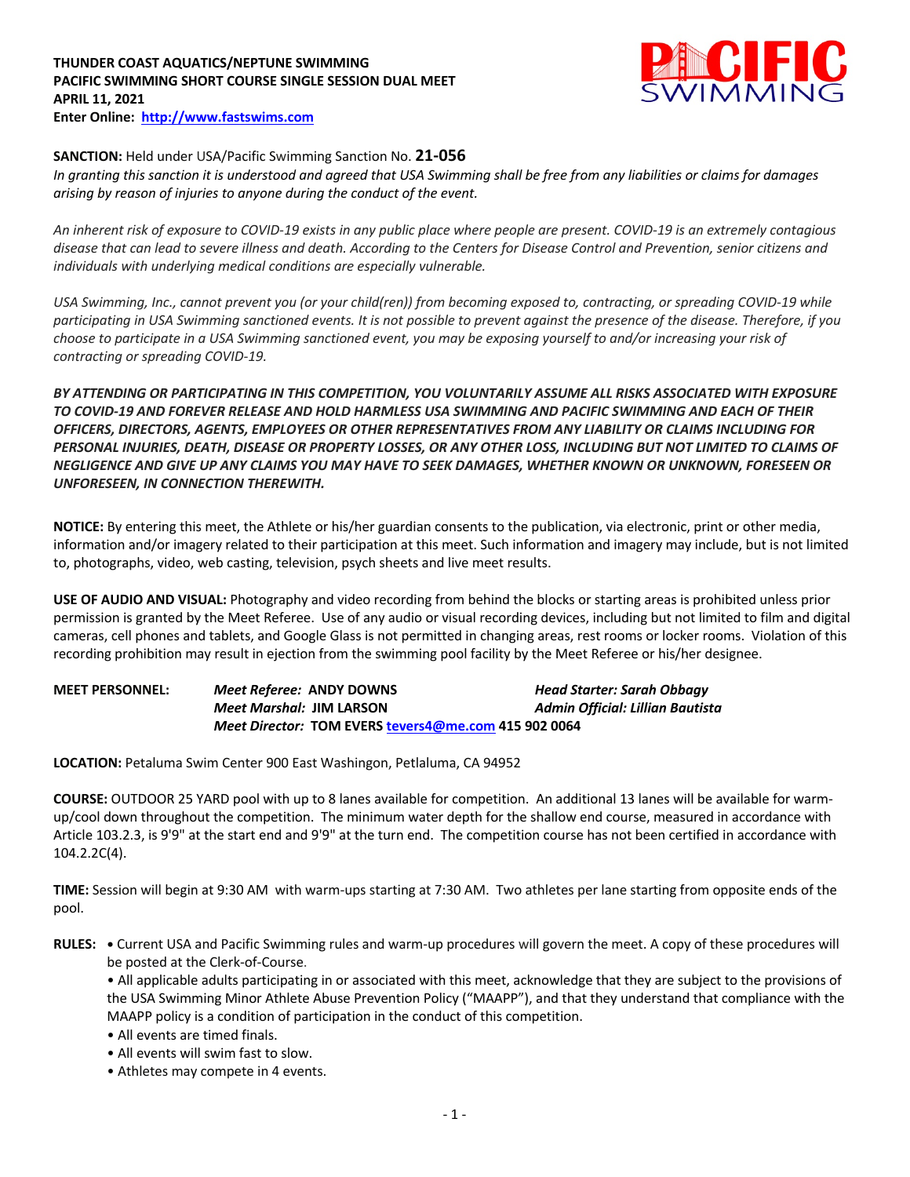**THUNDER COAST AQUATICS/NEPTUNE SWIMMING**
**PACIFIC SWIMMING SHORT COURSE SINGLE SESSION DUAL MEET**
**APRIL 11, 2021**
**Enter Online: [http://www.fastswims.com](http://www.fastswims.com)**

**SANCTION:** Held under USA/Pacific Swimming Sanction No. **21-056**
*In granting this sanction it is understood and agreed that USA Swimming shall be free from any liabilities or claims for damages arising by reason of injuries to anyone during the conduct of the event.*

*An inherent risk of exposure to COVID-19 exists in any public place where people are present. COVID-19 is an extremely contagious disease that can lead to severe illness and death. According to the Centers for Disease Control and Prevention, senior citizens and individuals with underlying medical conditions are especially vulnerable.*

*USA Swimming, Inc., cannot prevent you (or your child(ren)) from becoming exposed to, contracting, or spreading COVID-19 while participating in USA Swimming sanctioned events. It is not possible to prevent against the presence of the disease. Therefore, if you choose to participate in a USA Swimming sanctioned event, you may be exposing yourself to and/or increasing your risk of contracting or spreading COVID-19.*

***BY ATTENDING OR PARTICIPATING IN THIS COMPETITION, YOU VOLUNTARILY ASSUME ALL RISKS ASSOCIATED WITH EXPOSURE TO COVID-19 AND FOREVER RELEASE AND HOLD HARMLESS USA SWIMMING AND PACIFIC SWIMMING AND EACH OF THEIR OFFICERS, DIRECTORS, AGENTS, EMPLOYEES OR OTHER REPRESENTATIVES FROM ANY LIABILITY OR CLAIMS INCLUDING FOR PERSONAL INJURIES, DEATH, DISEASE OR PROPERTY LOSSES, OR ANY OTHER LOSS, INCLUDING BUT NOT LIMITED TO CLAIMS OF NEGLIGENCE AND GIVE UP ANY CLAIMS YOU MAY HAVE TO SEEK DAMAGES, WHETHER KNOWN OR UNKNOWN, FORESEEN OR UNFORESEEN, IN CONNECTION THEREWITH.***

**NOTICE:** By entering this meet, the Athlete or his/her guardian consents to the publication, via electronic, print or other media, information and/or imagery related to their participation at this meet. Such information and imagery may include, but is not limited to, photographs, video, web casting, television, psych sheets and live meet results.

**USE OF AUDIO AND VISUAL:** Photography and video recording from behind the blocks or starting areas is prohibited unless prior permission is granted by the Meet Referee. Use of any audio or visual recording devices, including but not limited to film and digital cameras, cell phones and tablets, and Google Glass is not permitted in changing areas, rest rooms or locker rooms. Violation of this recording prohibition may result in ejection from the swimming pool facility by the Meet Referee or his/her designee.

**MEET PERSONNEL:**
*Meet Referee:* **ANDY DOWNS** — ***Head Starter: Sarah Obbagy***
*Meet Marshal:* **JIM LARSON** — ***Admin Official: Lillian Bautista***
*Meet Director:* **TOM EVERS [tevers4@me.com](mailto:tevers4@me.com) 415 902 0064**

**LOCATION:** Petaluma Swim Center 900 East Washington, Petlaluma, CA 94952

**COURSE:** OUTDOOR 25 YARD pool with up to 8 lanes available for competition. An additional 13 lanes will be available for warm-up/cool down throughout the competition. The minimum water depth for the shallow end course, measured in accordance with Article 103.2.3, is 9'9" at the start end and 9'9" at the turn end. The competition course has not been certified in accordance with 104.2.2C(4).

**TIME:** Session will begin at 9:30 AM with warm-ups starting at 7:30 AM. Two athletes per lane starting from opposite ends of the pool.

**RULES:**
- Current USA and Pacific Swimming rules and warm-up procedures will govern the meet. A copy of these procedures will be posted at the Clerk-of-Course.
- All applicable adults participating in or associated with this meet, acknowledge that they are subject to the provisions of the USA Swimming Minor Athlete Abuse Prevention Policy ("MAAPP"), and that they understand that compliance with the MAAPP policy is a condition of participation in the conduct of this competition.
- All events are timed finals.
- All events will swim fast to slow.
- Athletes may compete in 4 events.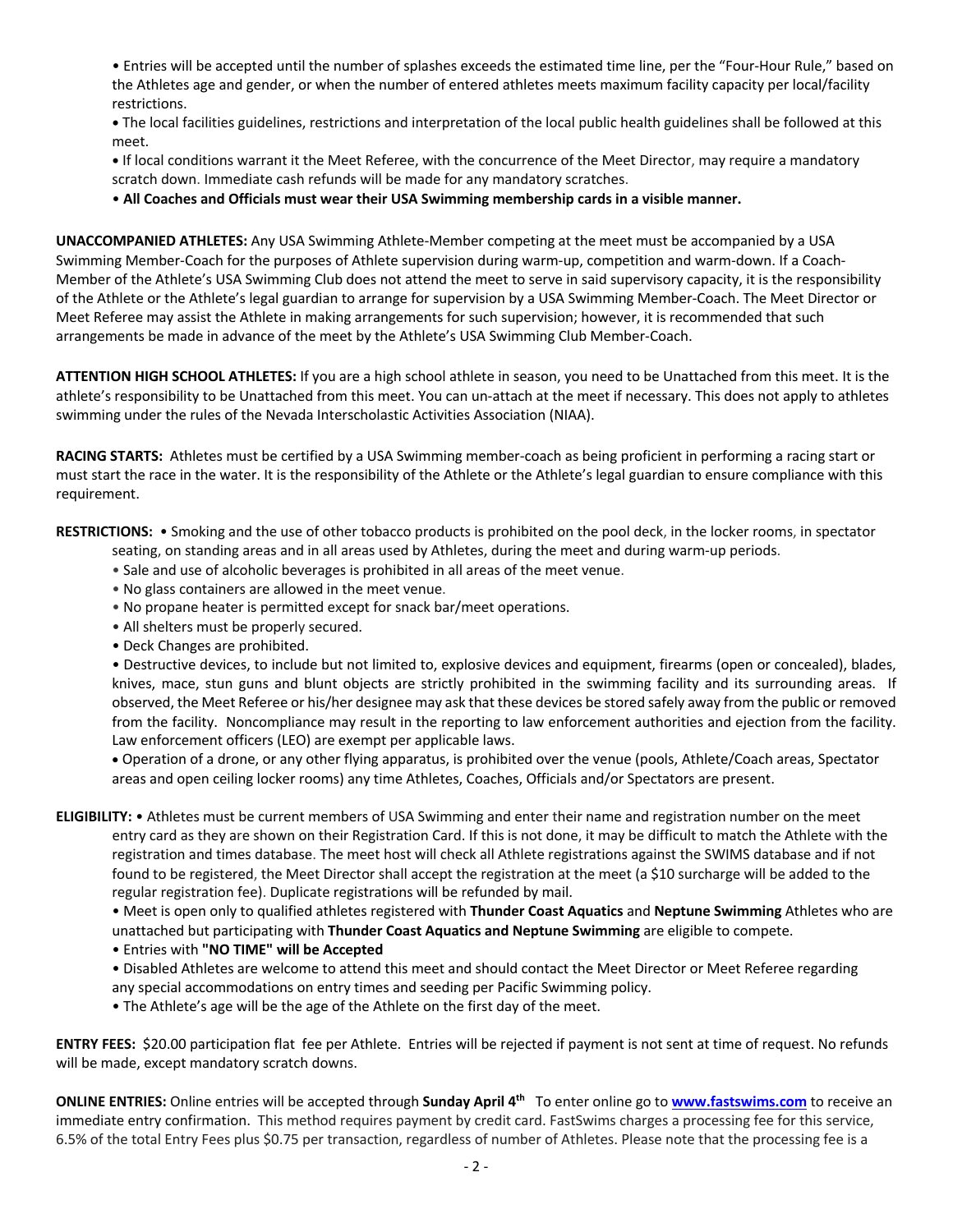• Entries will be accepted until the number of splashes exceeds the estimated time line, per the "Four-Hour Rule," based on the Athletes age and gender, or when the number of entered athletes meets maximum facility capacity per local/facility restrictions.

• The local facilities guidelines, restrictions and interpretation of the local public health guidelines shall be followed at this meet.

• If local conditions warrant it the Meet Referee, with the concurrence of the Meet Director, may require a mandatory scratch down. Immediate cash refunds will be made for any mandatory scratches.

• **All Coaches and Officials must wear their USA Swimming membership cards in a visible manner.**

**UNACCOMPANIED ATHLETES:** Any USA Swimming Athlete-Member competing at the meet must be accompanied by a USA Swimming Member-Coach for the purposes of Athlete supervision during warm-up, competition and warm-down. If a Coach-Member of the Athlete's USA Swimming Club does not attend the meet to serve in said supervisory capacity, it is the responsibility of the Athlete or the Athlete's legal guardian to arrange for supervision by a USA Swimming Member-Coach. The Meet Director or Meet Referee may assist the Athlete in making arrangements for such supervision; however, it is recommended that such arrangements be made in advance of the meet by the Athlete's USA Swimming Club Member-Coach.

**ATTENTION HIGH SCHOOL ATHLETES:** If you are a high school athlete in season, you need to be Unattached from this meet. It is the athlete's responsibility to be Unattached from this meet. You can un-attach at the meet if necessary. This does not apply to athletes swimming under the rules of the Nevada Interscholastic Activities Association (NIAA).

**RACING STARTS:** Athletes must be certified by a USA Swimming member-coach as being proficient in performing a racing start or must start the race in the water. It is the responsibility of the Athlete or the Athlete's legal guardian to ensure compliance with this requirement.

**RESTRICTIONS:** • Smoking and the use of other tobacco products is prohibited on the pool deck, in the locker rooms, in spectator seating, on standing areas and in all areas used by Athletes, during the meet and during warm-up periods.

• Sale and use of alcoholic beverages is prohibited in all areas of the meet venue.

• No glass containers are allowed in the meet venue.

• No propane heater is permitted except for snack bar/meet operations.

• All shelters must be properly secured.

• Deck Changes are prohibited.

• Destructive devices, to include but not limited to, explosive devices and equipment, firearms (open or concealed), blades, knives, mace, stun guns and blunt objects are strictly prohibited in the swimming facility and its surrounding areas. If observed, the Meet Referee or his/her designee may ask that these devices be stored safely away from the public or removed from the facility. Noncompliance may result in the reporting to law enforcement authorities and ejection from the facility. Law enforcement officers (LEO) are exempt per applicable laws.

• Operation of a drone, or any other flying apparatus, is prohibited over the venue (pools, Athlete/Coach areas, Spectator areas and open ceiling locker rooms) any time Athletes, Coaches, Officials and/or Spectators are present.

**ELIGIBILITY:** • Athletes must be current members of USA Swimming and enter their name and registration number on the meet entry card as they are shown on their Registration Card. If this is not done, it may be difficult to match the Athlete with the registration and times database. The meet host will check all Athlete registrations against the SWIMS database and if not found to be registered, the Meet Director shall accept the registration at the meet (a $10 surcharge will be added to the regular registration fee). Duplicate registrations will be refunded by mail.

• Meet is open only to qualified athletes registered with **Thunder Coast Aquatics** and **Neptune Swimming** Athletes who are unattached but participating with **Thunder Coast Aquatics and Neptune Swimming** are eligible to compete.

• Entries with **"NO TIME" will be Accepted**

• Disabled Athletes are welcome to attend this meet and should contact the Meet Director or Meet Referee regarding any special accommodations on entry times and seeding per Pacific Swimming policy.

• The Athlete's age will be the age of the Athlete on the first day of the meet.

**ENTRY FEES:** $20.00 participation flat fee per Athlete. Entries will be rejected if payment is not sent at time of request. No refunds will be made, except mandatory scratch downs.

**ONLINE ENTRIES:** Online entries will be accepted through **Sunday April 4th** To enter online go to **www.fastswims.com** to receive an immediate entry confirmation. This method requires payment by credit card. FastSwims charges a processing fee for this service, 6.5% of the total Entry Fees plus $0.75 per transaction, regardless of number of Athletes. Please note that the processing fee is a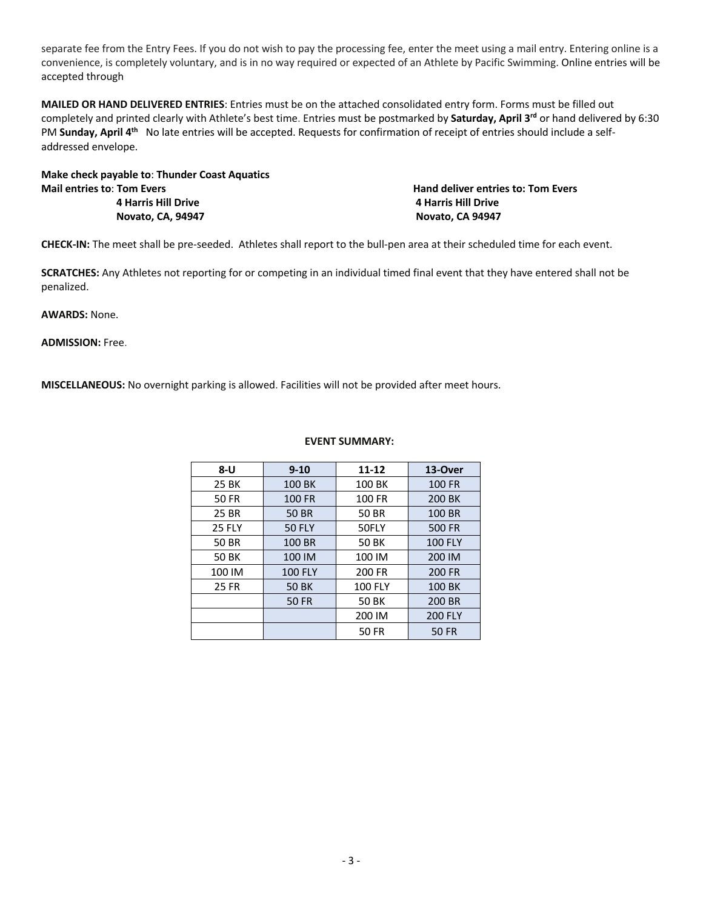separate fee from the Entry Fees. If you do not wish to pay the processing fee, enter the meet using a mail entry. Entering online is a convenience, is completely voluntary, and is in no way required or expected of an Athlete by Pacific Swimming. Online entries will be accepted through

**MAILED OR HAND DELIVERED ENTRIES**: Entries must be on the attached consolidated entry form. Forms must be filled out completely and printed clearly with Athlete's best time. Entries must be postmarked by **Saturday, April 3rd** or hand delivered by 6:30 PM **Sunday, April 4th** No late entries will be accepted. Requests for confirmation of receipt of entries should include a self-addressed envelope.

**Make check payable to**: **Thunder Coast Aquatics**

**Mail entries to**: **Tom Evers**
**4 Harris Hill Drive**
**Novato, CA, 94947**

**Hand deliver entries to: Tom Evers**
**4 Harris Hill Drive**
**Novato, CA 94947**

**CHECK-IN:** The meet shall be pre-seeded. Athletes shall report to the bull-pen area at their scheduled time for each event.

**SCRATCHES:** Any Athletes not reporting for or competing in an individual timed final event that they have entered shall not be penalized.

**AWARDS:** None.

**ADMISSION:** Free.

**MISCELLANEOUS:** No overnight parking is allowed. Facilities will not be provided after meet hours.

**EVENT SUMMARY:**

| 8-U | 9-10 | 11-12 | 13-Over |
|---|---|---|---|
| 25 BK | 100 BK | 100 BK | 100 FR |
| 50 FR | 100 FR | 100 FR | 200 BK |
| 25 BR | 50 BR | 50 BR | 100 BR |
| 25 FLY | 50 FLY | 50FLY | 500 FR |
| 50 BR | 100 BR | 50 BK | 100 FLY |
| 50 BK | 100 IM | 100 IM | 200 IM |
| 100 IM | 100 FLY | 200 FR | 200 FR |
| 25 FR | 50 BK | 100 FLY | 100 BK |
| | 50 FR | 50 BK | 200 BR |
| | | 200 IM | 200 FLY |
| | | 50 FR | 50 FR |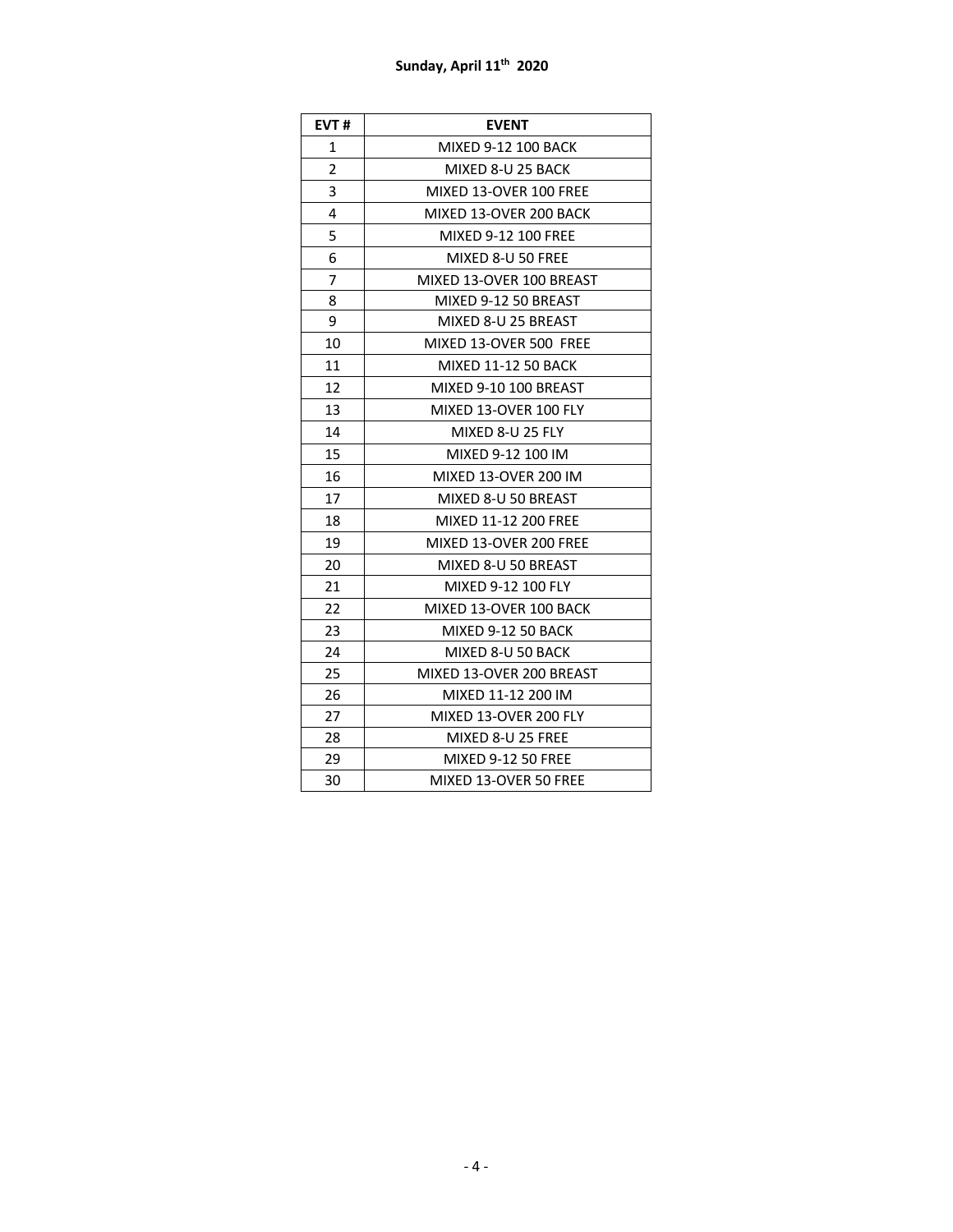**Sunday, April 11th 2020**

| EVT # | EVENT |
|---|---|
| 1 | MIXED 9-12 100 BACK |
| 2 | MIXED 8-U 25 BACK |
| 3 | MIXED 13-OVER 100 FREE |
| 4 | MIXED 13-OVER 200 BACK |
| 5 | MIXED 9-12 100 FREE |
| 6 | MIXED 8-U 50 FREE |
| 7 | MIXED 13-OVER 100 BREAST |
| 8 | MIXED 9-12 50 BREAST |
| 9 | MIXED 8-U 25 BREAST |
| 10 | MIXED 13-OVER 500 FREE |
| 11 | MIXED 11-12 50 BACK |
| 12 | MIXED 9-10 100 BREAST |
| 13 | MIXED 13-OVER 100 FLY |
| 14 | MIXED 8-U 25 FLY |
| 15 | MIXED 9-12 100 IM |
| 16 | MIXED 13-OVER 200 IM |
| 17 | MIXED 8-U 50 BREAST |
| 18 | MIXED 11-12 200 FREE |
| 19 | MIXED 13-OVER 200 FREE |
| 20 | MIXED 8-U 50 BREAST |
| 21 | MIXED 9-12 100 FLY |
| 22 | MIXED 13-OVER 100 BACK |
| 23 | MIXED 9-12 50 BACK |
| 24 | MIXED 8-U 50 BACK |
| 25 | MIXED 13-OVER 200 BREAST |
| 26 | MIXED 11-12 200 IM |
| 27 | MIXED 13-OVER 200 FLY |
| 28 | MIXED 8-U 25 FREE |
| 29 | MIXED 9-12 50 FREE |
| 30 | MIXED 13-OVER 50 FREE |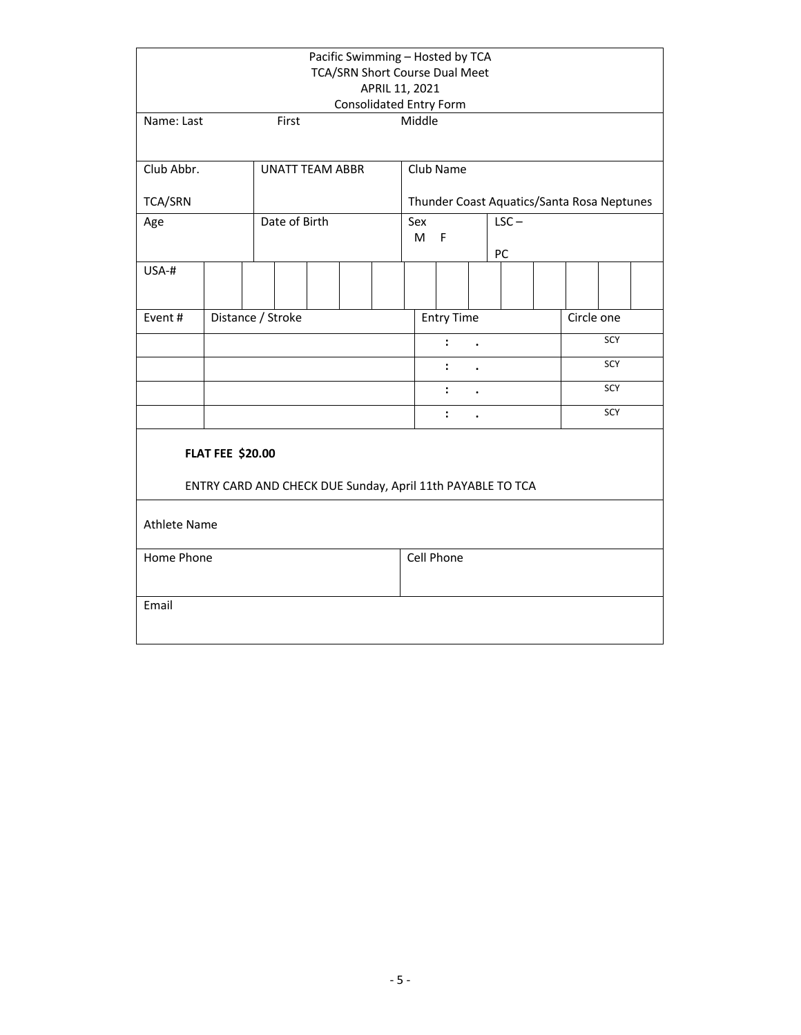Pacific Swimming – Hosted by TCA
TCA/SRN Short Course Dual Meet
APRIL 11, 2021
Consolidated Entry Form

| | | | | |
|---|---|---|---|---|
| Name: Last | | First | Middle | |
| Club Abbr.<br><br>TCA/SRN | | UNATT TEAM ABBR | Club Name<br><br>Thunder Coast Aquatics/Santa Rosa Neptunes | |
| Age | | Date of Birth | Sex<br>M F | LSC –<br><br>PC |
| USA-# | | | | |

| Event # | Distance / Stroke | Entry Time | Circle one |
|---|---|---|---|
| | | : . | SCY |
| | | : . | SCY |
| | | : . | SCY |
| | | : . | SCY |

**FLAT FEE $20.00**

ENTRY CARD AND CHECK DUE Sunday, April 11th PAYABLE TO TCA

| | |
|---|---|
| Athlete Name | |
| Home Phone | Cell Phone |
| Email | |